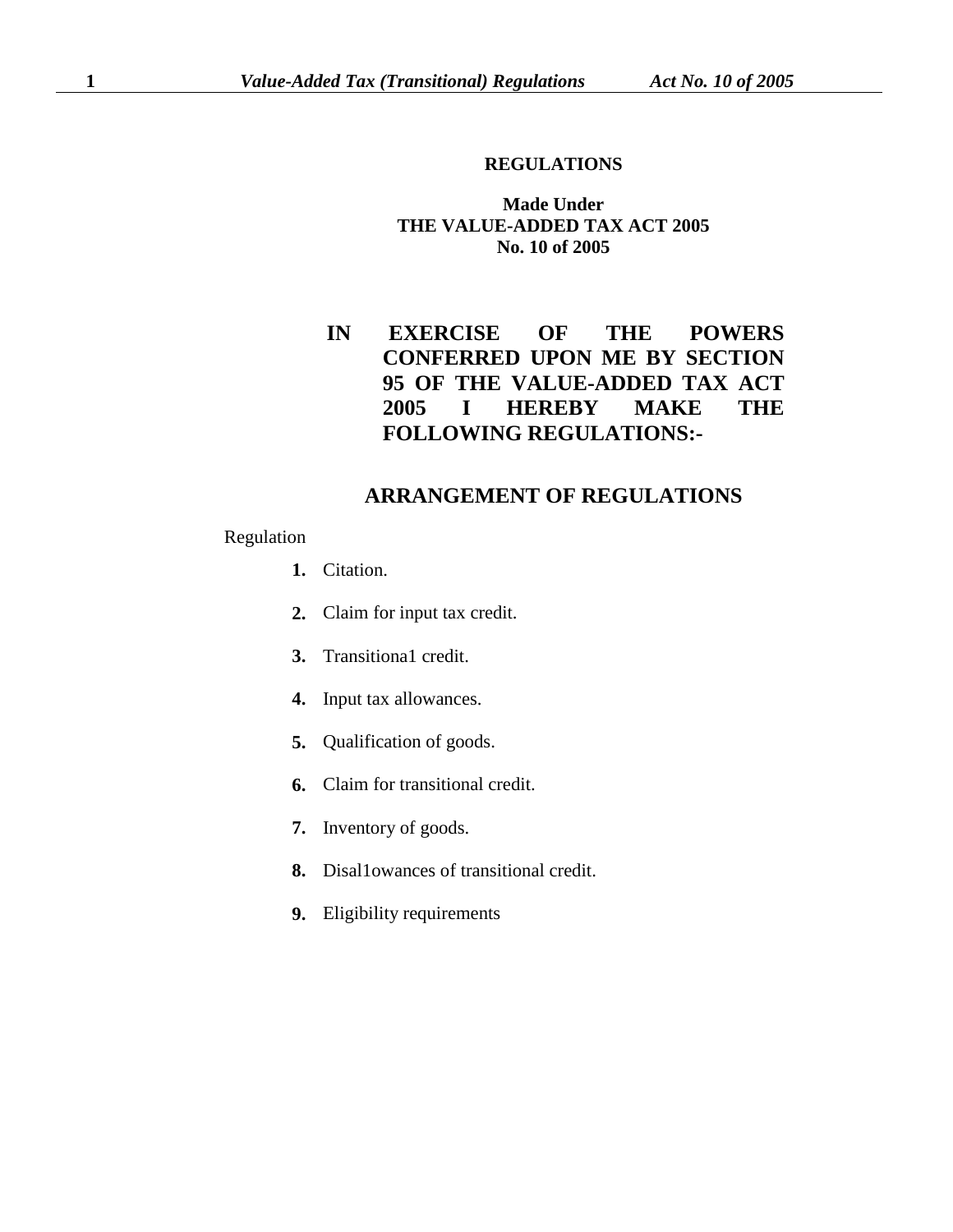**REGULATIONS**

**Made Under**
**THE VALUE-ADDED TAX ACT 2005**
**No. 10 of 2005**

**IN EXERCISE OF THE POWERS CONFERRED UPON ME BY SECTION 95 OF THE VALUE-ADDED TAX ACT 2005 I HEREBY MAKE THE FOLLOWING REGULATIONS:-**

## ARRANGEMENT OF REGULATIONS

Regulation

**1.** Citation.

**2.** Claim for input tax credit.

**3.** Transitiona1 credit.

**4.** Input tax allowances.

**5.** Qualification of goods.

**6.** Claim for transitional credit.

**7.** Inventory of goods.

**8.** Disal1owances of transitional credit.

**9.** Eligibility requirements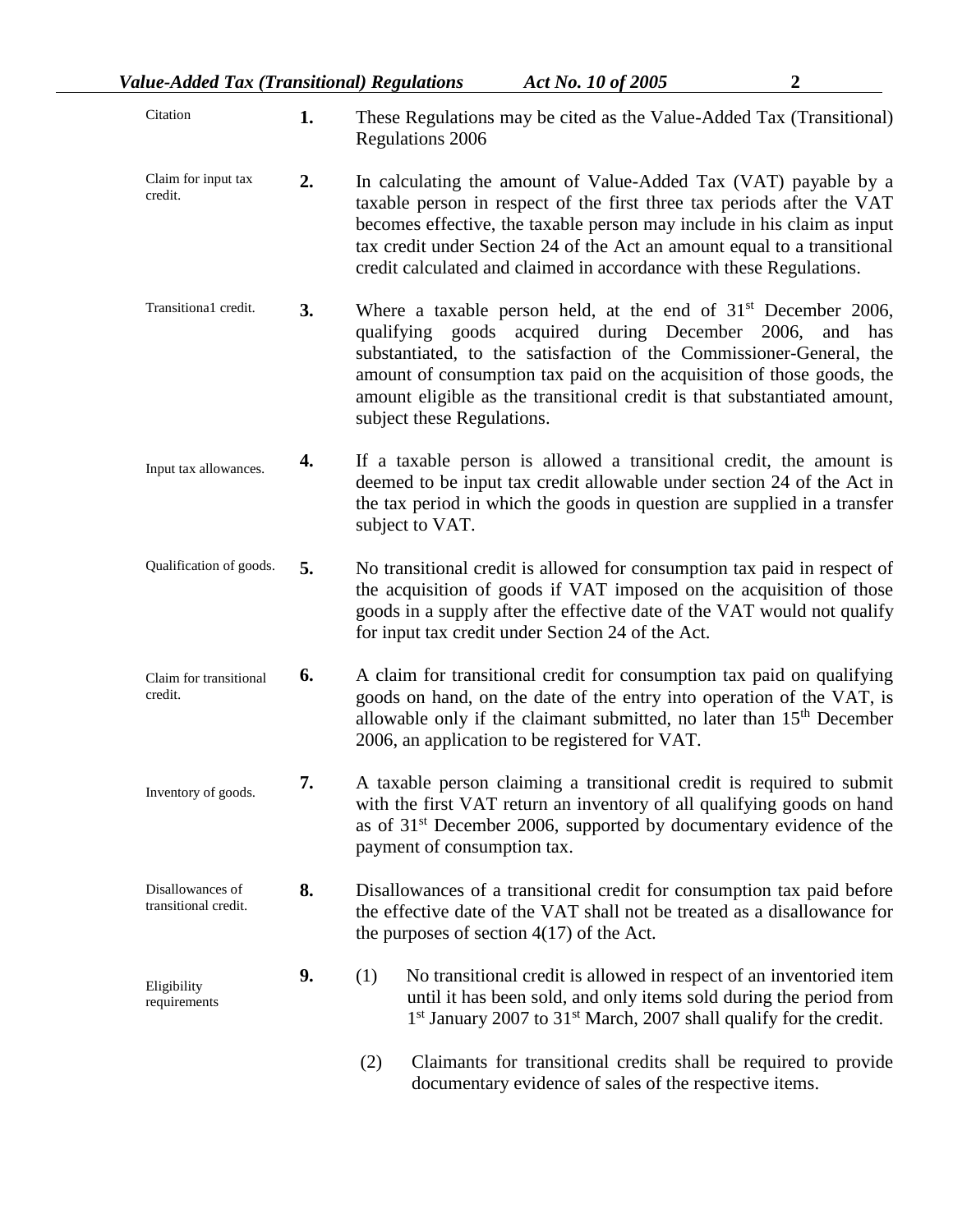| | | |
|---|---|---|
| Citation | **1.** | These Regulations may be cited as the Value-Added Tax (Transitional) Regulations 2006 |
| Claim for input tax credit. | **2.** | In calculating the amount of Value-Added Tax (VAT) payable by a taxable person in respect of the first three tax periods after the VAT becomes effective, the taxable person may include in his claim as input tax credit under Section 24 of the Act an amount equal to a transitional credit calculated and claimed in accordance with these Regulations. |
| Transitiona1 credit. | **3.** | Where a taxable person held, at the end of 31st December 2006, qualifying goods acquired during December 2006, and has substantiated, to the satisfaction of the Commissioner-General, the amount of consumption tax paid on the acquisition of those goods, the amount eligible as the transitional credit is that substantiated amount, subject these Regulations. |
| Input tax allowances. | **4.** | If a taxable person is allowed a transitional credit, the amount is deemed to be input tax credit allowable under section 24 of the Act in the tax period in which the goods in question are supplied in a transfer subject to VAT. |
| Qualification of goods. | **5.** | No transitional credit is allowed for consumption tax paid in respect of the acquisition of goods if VAT imposed on the acquisition of those goods in a supply after the effective date of the VAT would not qualify for input tax credit under Section 24 of the Act. |
| Claim for transitional credit. | **6.** | A claim for transitional credit for consumption tax paid on qualifying goods on hand, on the date of the entry into operation of the VAT, is allowable only if the claimant submitted, no later than 15th December 2006, an application to be registered for VAT. |
| Inventory of goods. | **7.** | A taxable person claiming a transitional credit is required to submit with the first VAT return an inventory of all qualifying goods on hand as of 31st December 2006, supported by documentary evidence of the payment of consumption tax. |
| Disallowances of transitional credit. | **8.** | Disallowances of a transitional credit for consumption tax paid before the effective date of the VAT shall not be treated as a disallowance for the purposes of section 4(17) of the Act. |
| Eligibility requirements | **9.** | (1) No transitional credit is allowed in respect of an inventoried item until it has been sold, and only items sold during the period from 1st January 2007 to 31st March, 2007 shall qualify for the credit. |
| | | (2) Claimants for transitional credits shall be required to provide documentary evidence of sales of the respective items. |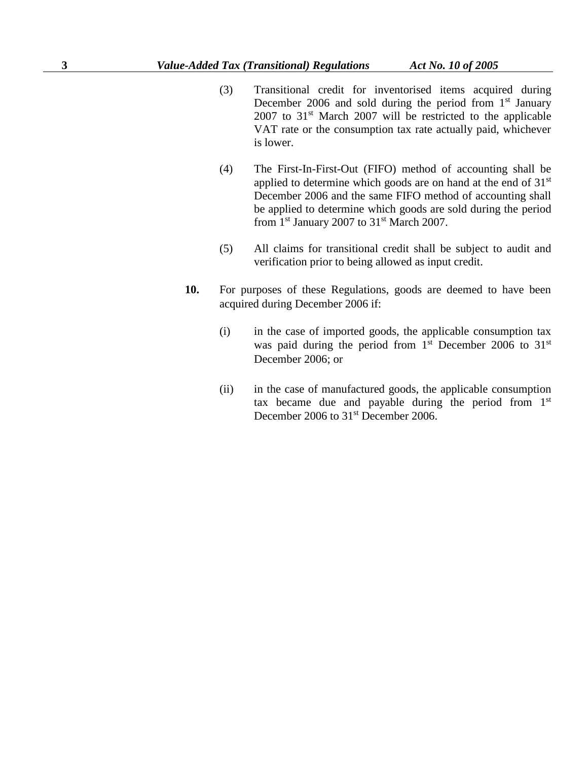(3) Transitional credit for inventorised items acquired during December 2006 and sold during the period from 1st January 2007 to 31st March 2007 will be restricted to the applicable VAT rate or the consumption tax rate actually paid, whichever is lower.

(4) The First-In-First-Out (FIFO) method of accounting shall be applied to determine which goods are on hand at the end of 31st December 2006 and the same FIFO method of accounting shall be applied to determine which goods are sold during the period from 1st January 2007 to 31st March 2007.

(5) All claims for transitional credit shall be subject to audit and verification prior to being allowed as input credit.

**10.** For purposes of these Regulations, goods are deemed to have been acquired during December 2006 if:

(i) in the case of imported goods, the applicable consumption tax was paid during the period from 1st December 2006 to 31st December 2006; or

(ii) in the case of manufactured goods, the applicable consumption tax became due and payable during the period from 1st December 2006 to 31st December 2006.